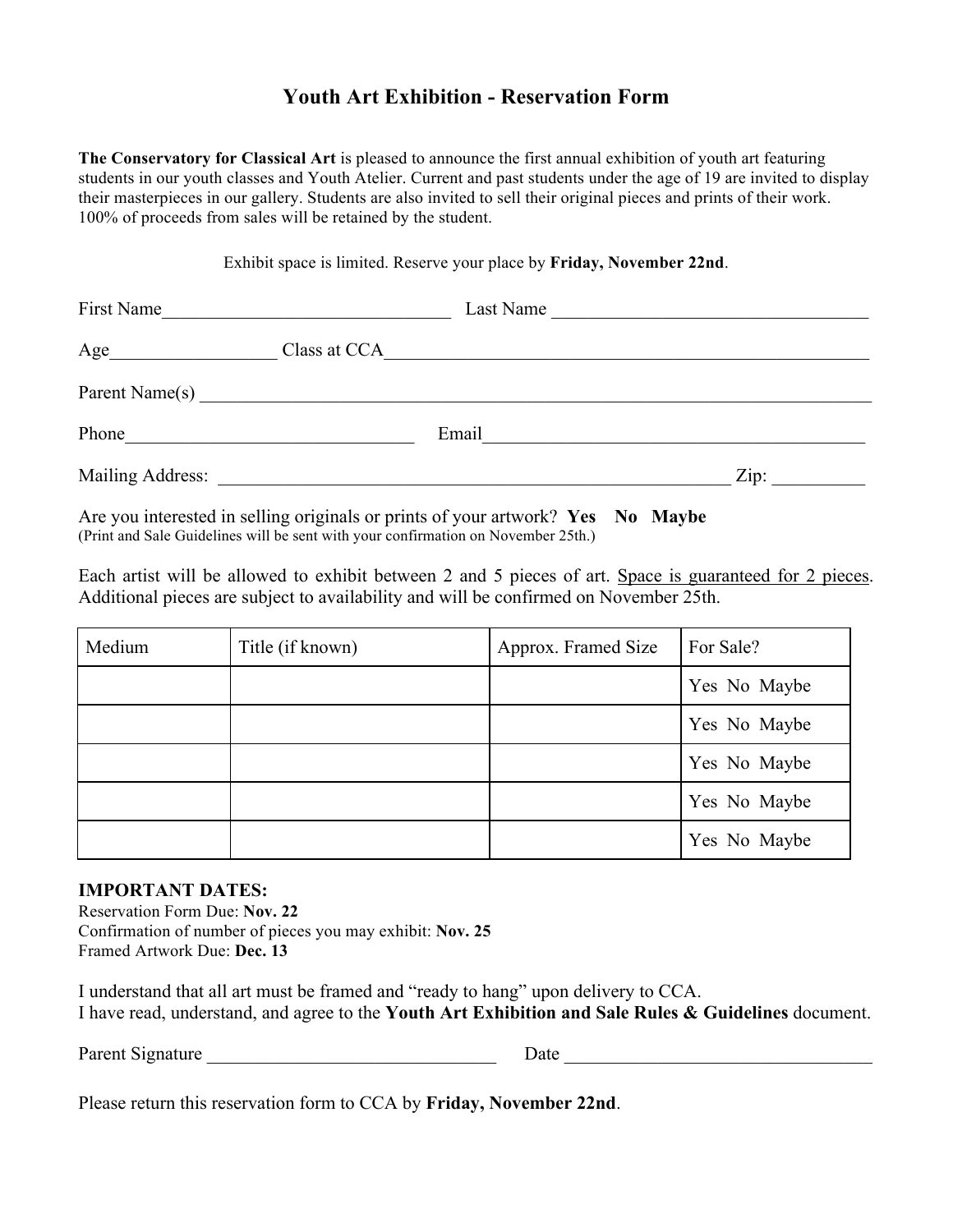# Youth Art Exhibition - Reservation Form

**The Conservatory for Classical Art** is pleased to announce the first annual exhibition of youth art featuring students in our youth classes and Youth Atelier. Current and past students under the age of 19 are invited to display their masterpieces in our gallery. Students are also invited to sell their original pieces and prints of their work. 100% of proceeds from sales will be retained by the student.

Exhibit space is limited. Reserve your place by **Friday, November 22nd**.

First Name_______________________________ Last Name ___________________________________

Age_________________ Class at CCA_________________________________________________

Parent Name(s) ___________________________________________________________________

Phone______________________________ Email__________________________________________

Mailing Address: ________________________________________________________ Zip: _________

Are you interested in selling originals or prints of your artwork? **Yes No Maybe**
(Print and Sale Guidelines will be sent with your confirmation on November 25th.)

Each artist will be allowed to exhibit between 2 and 5 pieces of art. Space is guaranteed for 2 pieces. Additional pieces are subject to availability and will be confirmed on November 25th.

| Medium | Title (if known) | Approx. Framed Size | For Sale? |
|---|---|---|---|
| | | | Yes No Maybe |
| | | | Yes No Maybe |
| | | | Yes No Maybe |
| | | | Yes No Maybe |
| | | | Yes No Maybe |

**IMPORTANT DATES:**
Reservation Form Due: **Nov. 22**
Confirmation of number of pieces you may exhibit: **Nov. 25**
Framed Artwork Due: **Dec. 13**

I understand that all art must be framed and "ready to hang" upon delivery to CCA.
I have read, understand, and agree to the **Youth Art Exhibition and Sale Rules & Guidelines** document.

Parent Signature ________________________________ Date __________________________________

Please return this reservation form to CCA by **Friday, November 22nd**.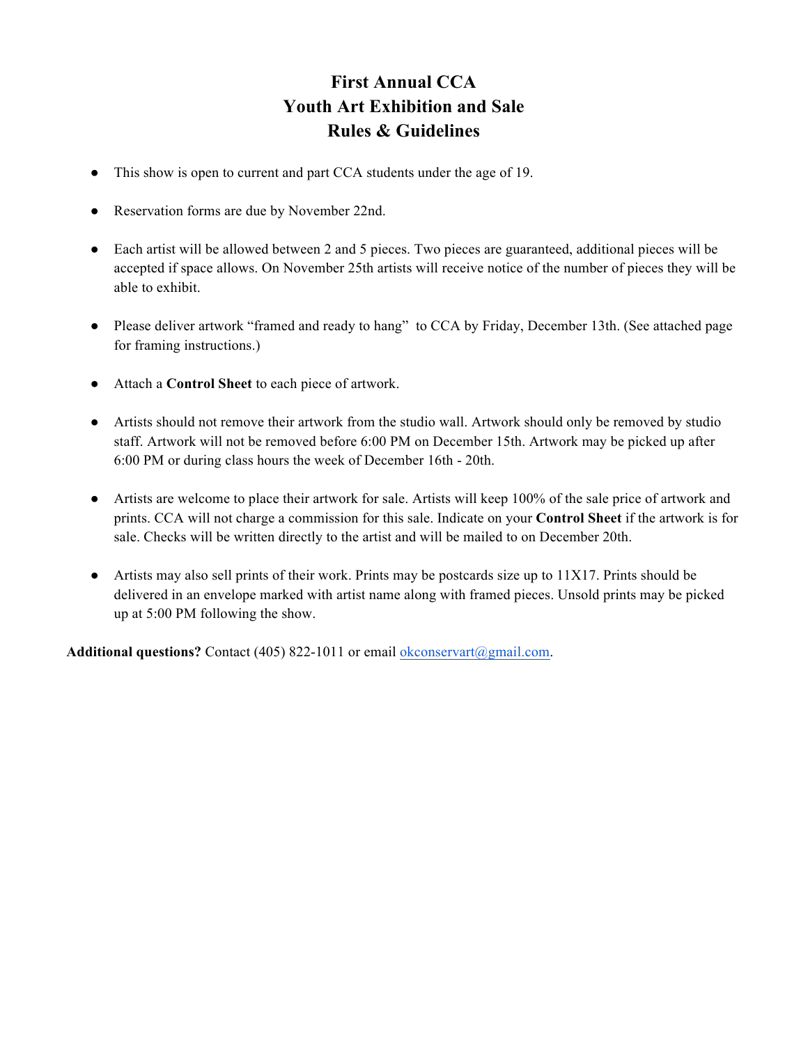# First Annual CCA
# Youth Art Exhibition and Sale
# Rules & Guidelines

- This show is open to current and part CCA students under the age of 19.
- Reservation forms are due by November 22nd.
- Each artist will be allowed between 2 and 5 pieces. Two pieces are guaranteed, additional pieces will be accepted if space allows. On November 25th artists will receive notice of the number of pieces they will be able to exhibit.
- Please deliver artwork "framed and ready to hang" to CCA by Friday, December 13th. (See attached page for framing instructions.)
- Attach a **Control Sheet** to each piece of artwork.
- Artists should not remove their artwork from the studio wall. Artwork should only be removed by studio staff. Artwork will not be removed before 6:00 PM on December 15th. Artwork may be picked up after 6:00 PM or during class hours the week of December 16th - 20th.
- Artists are welcome to place their artwork for sale. Artists will keep 100% of the sale price of artwork and prints. CCA will not charge a commission for this sale. Indicate on your **Control Sheet** if the artwork is for sale. Checks will be written directly to the artist and will be mailed to on December 20th.
- Artists may also sell prints of their work. Prints may be postcards size up to 11X17. Prints should be delivered in an envelope marked with artist name along with framed pieces. Unsold prints may be picked up at 5:00 PM following the show.

**Additional questions?** Contact (405) 822-1011 or email okconservart@gmail.com.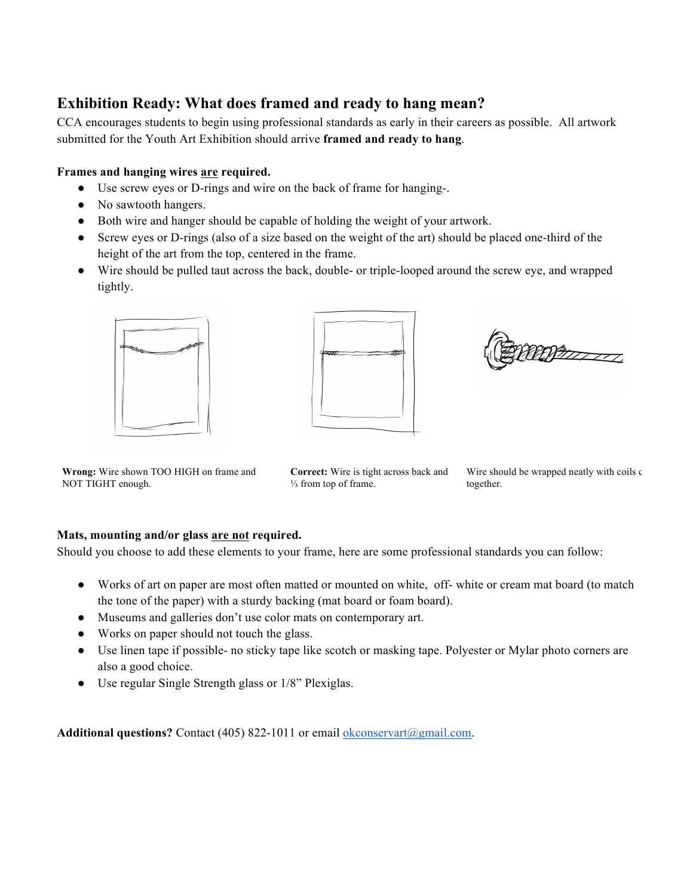## Exhibition Ready: What does framed and ready to hang mean?

CCA encourages students to begin using professional standards as early in their careers as possible. All artwork submitted for the Youth Art Exhibition should arrive **framed and ready to hang**.

**Frames and hanging wires are required.**

- Use screw eyes or D-rings and wire on the back of frame for hanging-.
- No sawtooth hangers.
- Both wire and hanger should be capable of holding the weight of your artwork.
- Screw eyes or D-rings (also of a size based on the weight of the art) should be placed one-third of the height of the art from the top, centered in the frame.
- Wire should be pulled taut across the back, double- or triple-looped around the screw eye, and wrapped tightly.

**Wrong:** Wire shown TOO HIGH on frame and NOT TIGHT enough.

**Correct:** Wire is tight across back and ⅓ from top of frame.

Wire should be wrapped neatly with coils c together.

**Mats, mounting and/or glass are not required.**

Should you choose to add these elements to your frame, here are some professional standards you can follow:

- Works of art on paper are most often matted or mounted on white, off- white or cream mat board (to match the tone of the paper) with a sturdy backing (mat board or foam board).
- Museums and galleries don't use color mats on contemporary art.
- Works on paper should not touch the glass.
- Use linen tape if possible- no sticky tape like scotch or masking tape. Polyester or Mylar photo corners are also a good choice.
- Use regular Single Strength glass or 1/8" Plexiglas.

**Additional questions?** Contact (405) 822-1011 or email okconservart@gmail.com.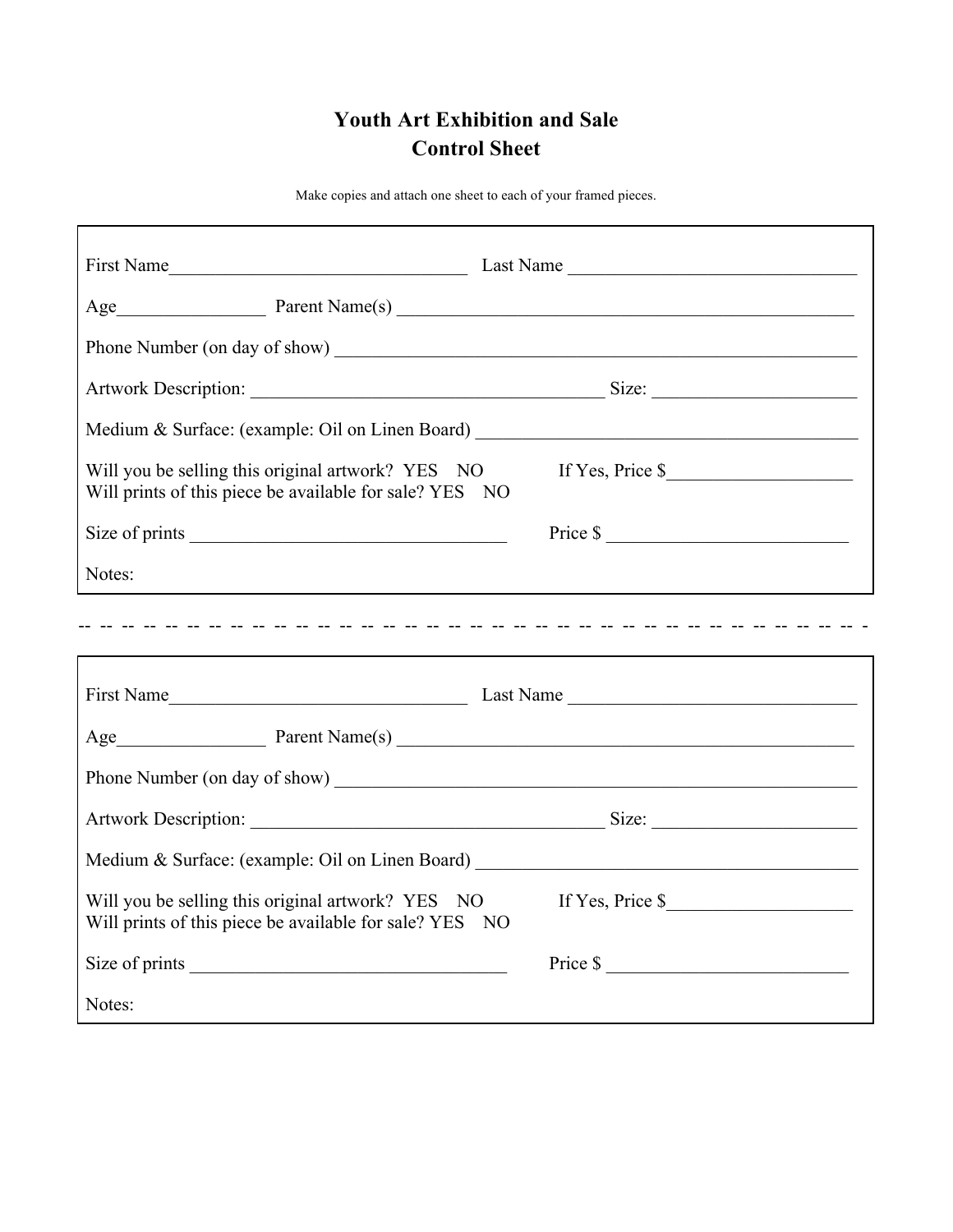# Youth Art Exhibition and Sale
## Control Sheet

Make copies and attach one sheet to each of your framed pieces.

First Name________________________________ Last Name _______________________________

Age________________ Parent Name(s) ___________________________________________________

Phone Number (on day of show) _________________________________________________________

Artwork Description: ______________________________________ Size: _____________________

Medium & Surface: (example: Oil on Linen Board) _________________________________________

Will you be selling this original artwork? YES NO If Yes, Price $___________________
Will prints of this piece be available for sale? YES NO

Size of prints __________________________________ Price $ _________________________

Notes:

-- -- -- -- -- -- -- -- -- -- -- -- -- -- -- -- -- -- -- -- -- -- -- -- -- -- -- -- -- -- -- -- -- -- -- -- -- -- -- -- -

First Name________________________________ Last Name _______________________________

Age________________ Parent Name(s) ___________________________________________________

Phone Number (on day of show) _________________________________________________________

Artwork Description: ______________________________________ Size: _____________________

Medium & Surface: (example: Oil on Linen Board) _________________________________________

Will you be selling this original artwork? YES NO If Yes, Price $___________________
Will prints of this piece be available for sale? YES NO

Size of prints __________________________________ Price $ _________________________

Notes: